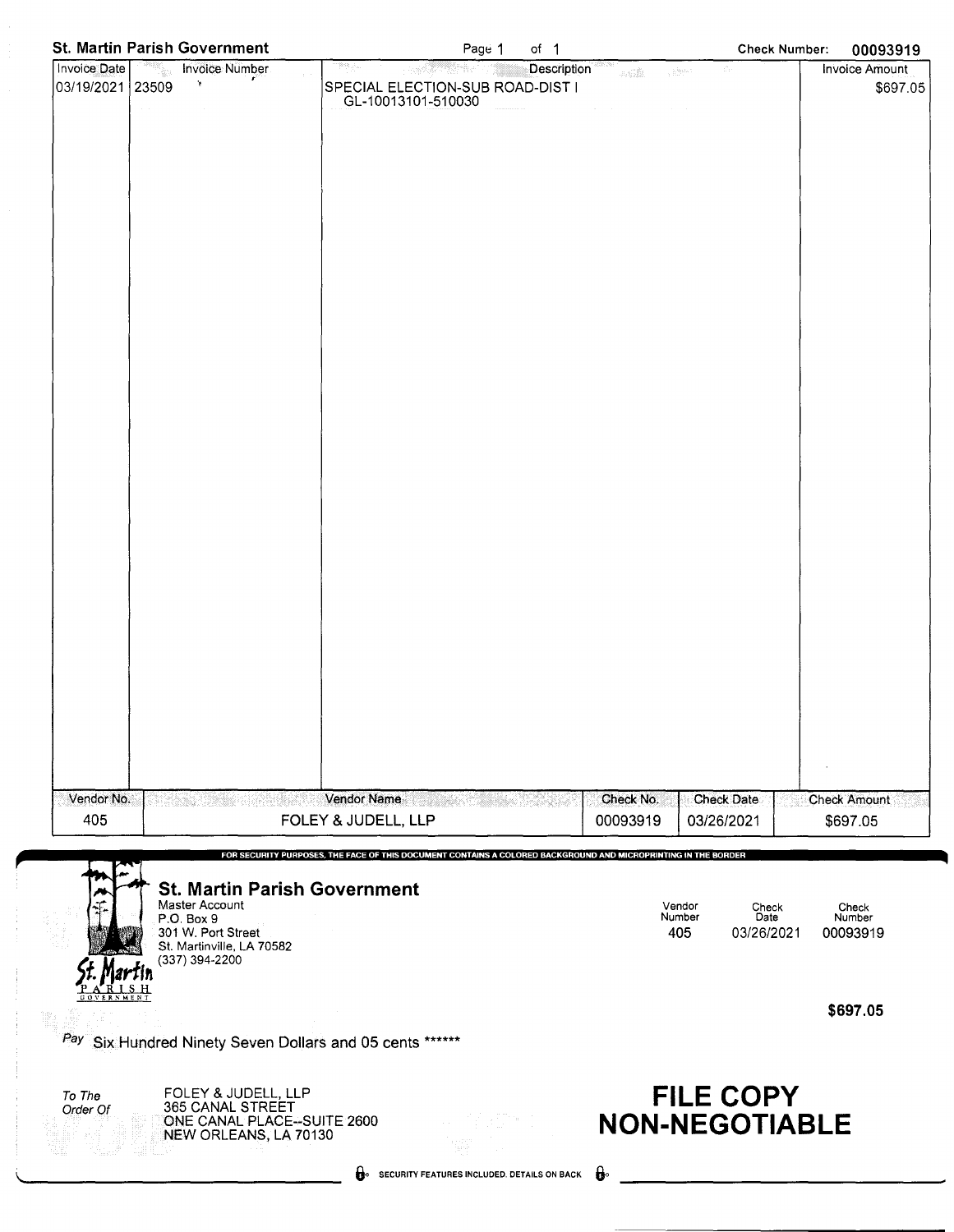**St. Martin Parish Government** Check Number: 00093919

| Invoice Date | Invoice Number | Description | Invoice Amount |
|---|---|---|---|
| 03/19/2021 | 23509 | SPECIAL ELECTION-SUB ROAD-DIST I<br>GL-10013101-510030 | $697.05 |

| Vendor No. | Vendor Name | Check No. | Check Date | Check Amount |
|---|---|---|---|---|
| 405 | FOLEY & JUDELL, LLP | 00093919 | 03/26/2021 | $697.05 |

FOR SECURITY PURPOSES, THE FACE OF THIS DOCUMENT CONTAINS A COLORED BACKGROUND AND MICROPRINTING IN THE BORDER

**St. Martin Parish Government**
Master Account
P.O. Box 9
301 W. Port Street
St. Martinville, LA 70582
(337) 394-2200

| Vendor Number | Check Date | Check Number |
|---|---|---|
| 405 | 03/26/2021 | 00093919 |

**$697.05**

Pay Six Hundred Ninety Seven Dollars and 05 cents ******

To The Order Of
FOLEY & JUDELL, LLP
365 CANAL STREET
ONE CANAL PLACE--SUITE 2600
NEW ORLEANS, LA 70130

**FILE COPY**
**NON-NEGOTIABLE**

SECURITY FEATURES INCLUDED. DETAILS ON BACK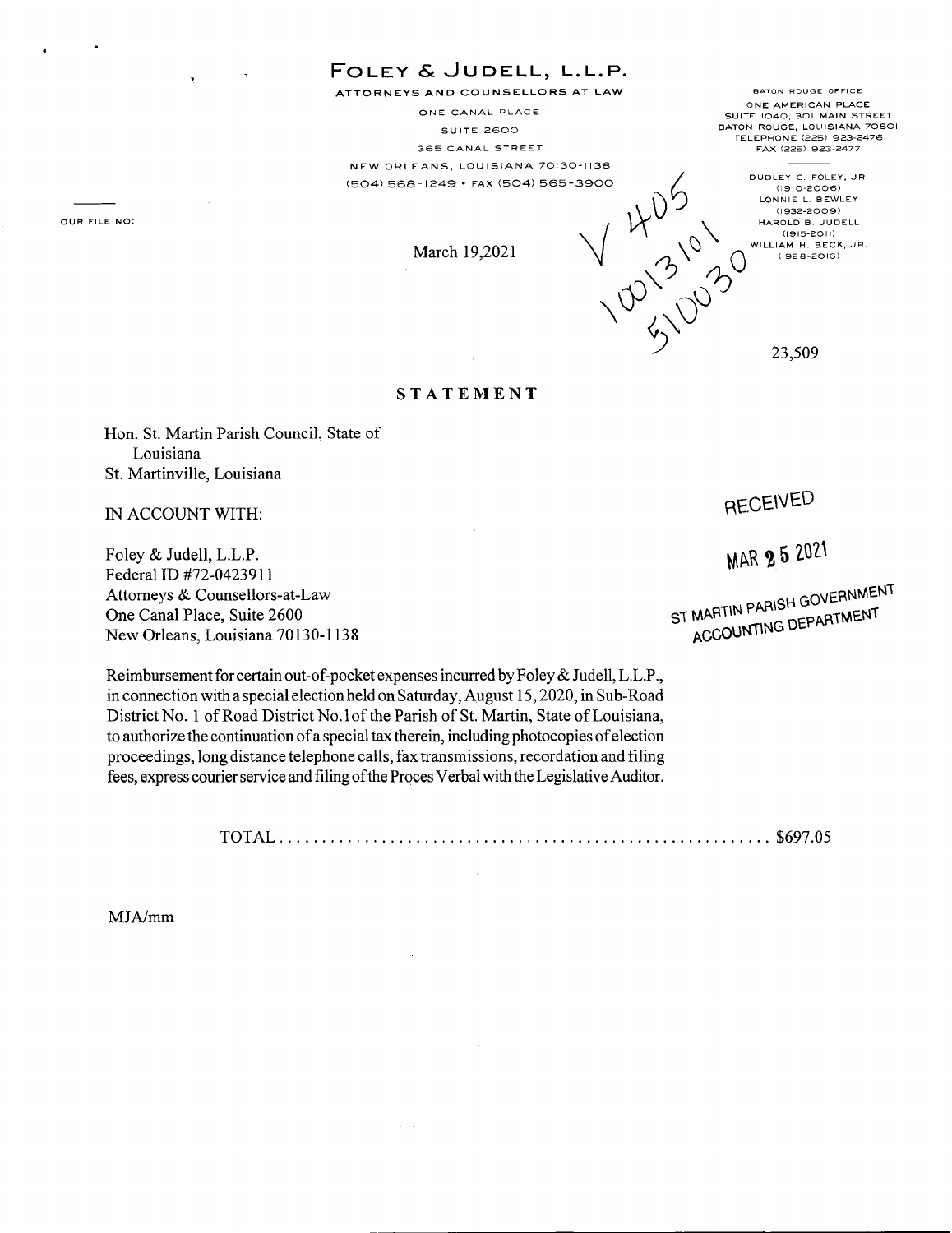# FOLEY & JUDELL, L.L.P.

ATTORNEYS AND COUNSELLORS AT LAW

ONE CANAL PLACE
SUITE 2600
365 CANAL STREET
NEW ORLEANS, LOUISIANA 70130-1138
(504) 568-1249 • FAX (504) 565-3900

BATON ROUGE OFFICE
ONE AMERICAN PLACE
SUITE 1040, 301 MAIN STREET
BATON ROUGE, LOUISIANA 70801
TELEPHONE (225) 923-2476
FAX (225) 923-2477

DUDLEY C. FOLEY, JR. (1910-2006)
LONNIE L. BEWLEY (1932-2009)
HAROLD B. JUDELL (1915-2011)
WILLIAM H. BECK, JR. (1928-2016)

OUR FILE NO:

March 19,2021

V 405
100 13 101
51 00 30

23,509

## STATEMENT

Hon. St. Martin Parish Council, State of Louisiana
St. Martinville, Louisiana

IN ACCOUNT WITH:

RECEIVED
MAR 25 2021
ST MARTIN PARISH GOVERNMENT ACCOUNTING DEPARTMENT

Foley & Judell, L.L.P.
Federal ID #72-0423911
Attorneys & Counsellors-at-Law
One Canal Place, Suite 2600
New Orleans, Louisiana 70130-1138

Reimbursement for certain out-of-pocket expenses incurred by Foley & Judell, L.L.P., in connection with a special election held on Saturday, August 15, 2020, in Sub-Road District No. 1 of Road District No. 1 of the Parish of St. Martin, State of Louisiana, to authorize the continuation of a special tax therein, including photocopies of election proceedings, long distance telephone calls, fax transmissions, recordation and filing fees, express courier service and filing of the Proces Verbal with the Legislative Auditor.

TOTAL ........................................................ $697.05

MJA/mm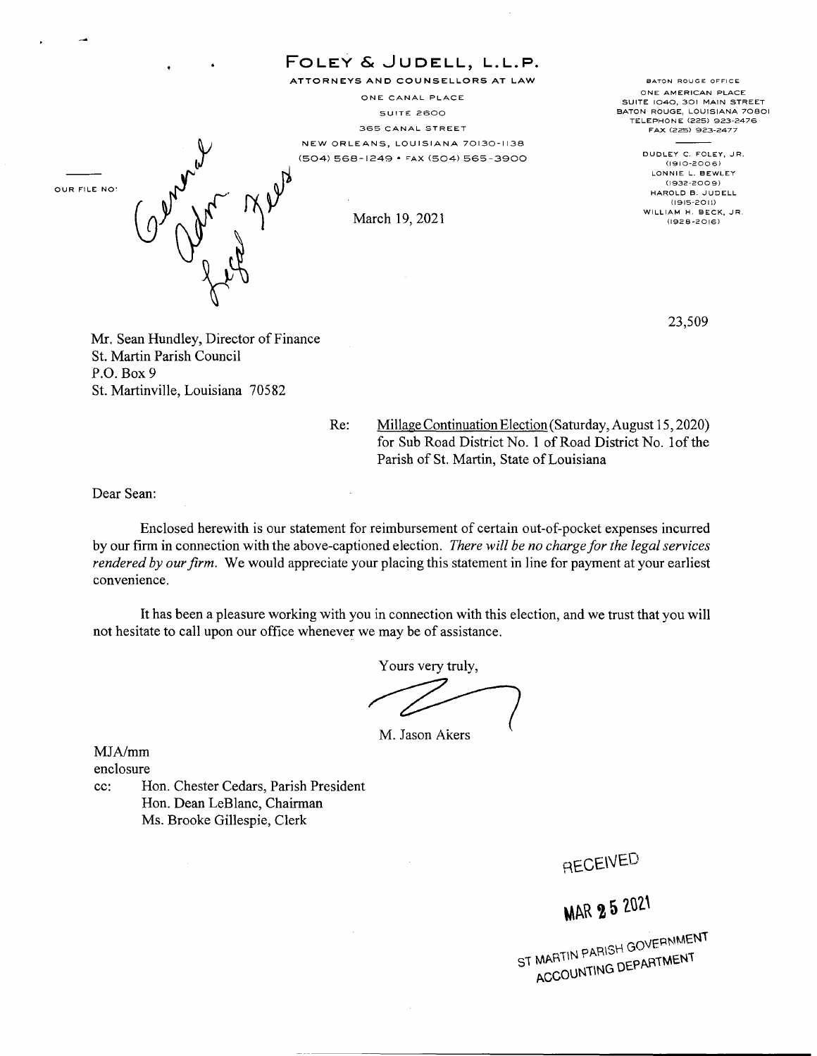# FOLEY & JUDELL, L.L.P.

ATTORNEYS AND COUNSELLORS AT LAW

ONE CANAL PLACE
SUITE 2600
365 CANAL STREET
NEW ORLEANS, LOUISIANA 70130-1138
(504) 568-1249 • FAX (504) 565-3900

BATON ROUGE OFFICE
ONE AMERICAN PLACE
SUITE 1040, 301 MAIN STREET
BATON ROUGE, LOUISIANA 70801
TELEPHONE (225) 923-2476
FAX (225) 923-2477

DUDLEY C. FOLEY, JR. (1910-2006)
LONNIE L. BEWLEY (1932-2009)
HAROLD B. JUDELL (1915-2011)
WILLIAM H. BECK, JR. (1928-2016)

OUR FILE NO: General Adm Fees Legal

March 19, 2021

23,509

Mr. Sean Hundley, Director of Finance
St. Martin Parish Council
P.O. Box 9
St. Martinville, Louisiana 70582

Re: Millage Continuation Election (Saturday, August 15, 2020) for Sub Road District No. 1 of Road District No. 1of the Parish of St. Martin, State of Louisiana

Dear Sean:

Enclosed herewith is our statement for reimbursement of certain out-of-pocket expenses incurred by our firm in connection with the above-captioned election. *There will be no charge for the legal services rendered by our firm.* We would appreciate your placing this statement in line for payment at your earliest convenience.

It has been a pleasure working with you in connection with this election, and we trust that you will not hesitate to call upon our office whenever we may be of assistance.

Yours very truly,

M. Jason Akers

MJA/mm
enclosure
cc: Hon. Chester Cedars, Parish President
Hon. Dean LeBlanc, Chairman
Ms. Brooke Gillespie, Clerk

RECEIVED
MAR 25 2021
ST MARTIN PARISH GOVERNMENT
ACCOUNTING DEPARTMENT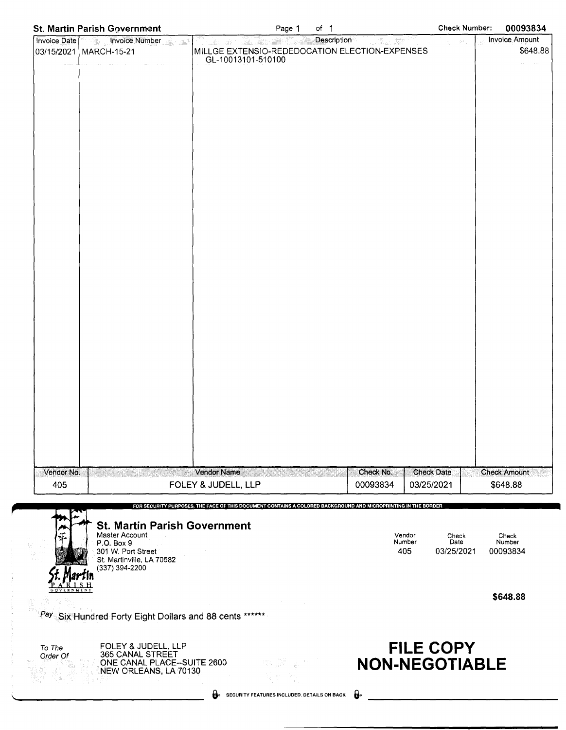**St. Martin Parish Government** — Check Number: **00093834**

| Invoice Date | Invoice Number | Description | Invoice Amount |
|---|---|---|---|
| 03/15/2021 | MARCH-15-21 | MILLGE EXTENSIO-REDEDOCATION ELECTION-EXPENSES GL-10013101-510100 | $648.88 |

| Vendor No. | Vendor Name | Check No. | Check Date | Check Amount |
|---|---|---|---|---|
| 405 | FOLEY & JUDELL, LLP | 00093834 | 03/25/2021 | $648.88 |

FOR SECURITY PURPOSES, THE FACE OF THIS DOCUMENT CONTAINS A COLORED BACKGROUND AND MICROPRINTING IN THE BORDER

**St. Martin Parish Government**
Master Account
P.O. Box 9
301 W. Port Street
St. Martinville, LA 70582
(337) 394-2200

| Vendor Number | Check Date | Check Number |
|---|---|---|
| 405 | 03/25/2021 | 00093834 |

**$648.88**

*Pay* Six Hundred Forty Eight Dollars and 88 cents ******

*To The Order Of*
FOLEY & JUDELL, LLP
365 CANAL STREET
ONE CANAL PLACE--SUITE 2600
NEW ORLEANS, LA 70130

**FILE COPY**
**NON-NEGOTIABLE**

SECURITY FEATURES INCLUDED. DETAILS ON BACK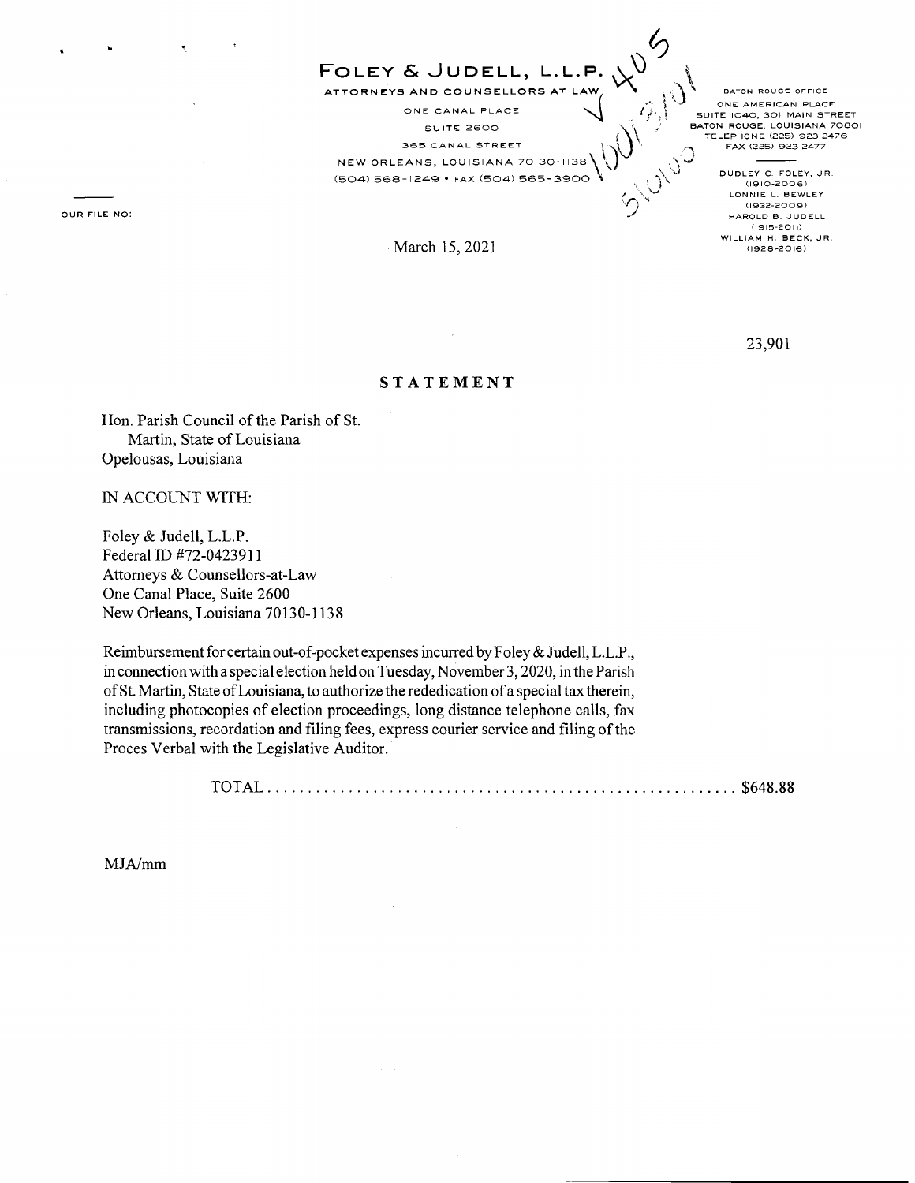# FOLEY & JUDELL, L.L.P.

ATTORNEYS AND COUNSELLORS AT LAW

ONE CANAL PLACE
SUITE 2600
365 CANAL STREET
NEW ORLEANS, LOUISIANA 70130-1138
(504) 568-1249 • FAX (504) 565-3900

BATON ROUGE OFFICE
ONE AMERICAN PLACE
SUITE 1040, 301 MAIN STREET
BATON ROUGE, LOUISIANA 70801
TELEPHONE (225) 923-2476
FAX (225) 923-2477

DUDLEY C. FOLEY, JR. (1910-2006)
LONNIE L. BEWLEY (1932-2009)
HAROLD B. JUDELL (1915-2011)
WILLIAM H. BECK, JR. (1928-2016)

OUR FILE NO:

March 15, 2021

23,901

## STATEMENT

Hon. Parish Council of the Parish of St. Martin, State of Louisiana
Opelousas, Louisiana

IN ACCOUNT WITH:

Foley & Judell, L.L.P.
Federal ID #72-0423911
Attorneys & Counsellors-at-Law
One Canal Place, Suite 2600
New Orleans, Louisiana 70130-1138

Reimbursement for certain out-of-pocket expenses incurred by Foley & Judell, L.L.P., in connection with a special election held on Tuesday, November 3, 2020, in the Parish of St. Martin, State of Louisiana, to authorize the rededication of a special tax therein, including photocopies of election proceedings, long distance telephone calls, fax transmissions, recordation and filing fees, express courier service and filing of the Proces Verbal with the Legislative Auditor.

TOTAL ........................................................ $648.88

MJA/mm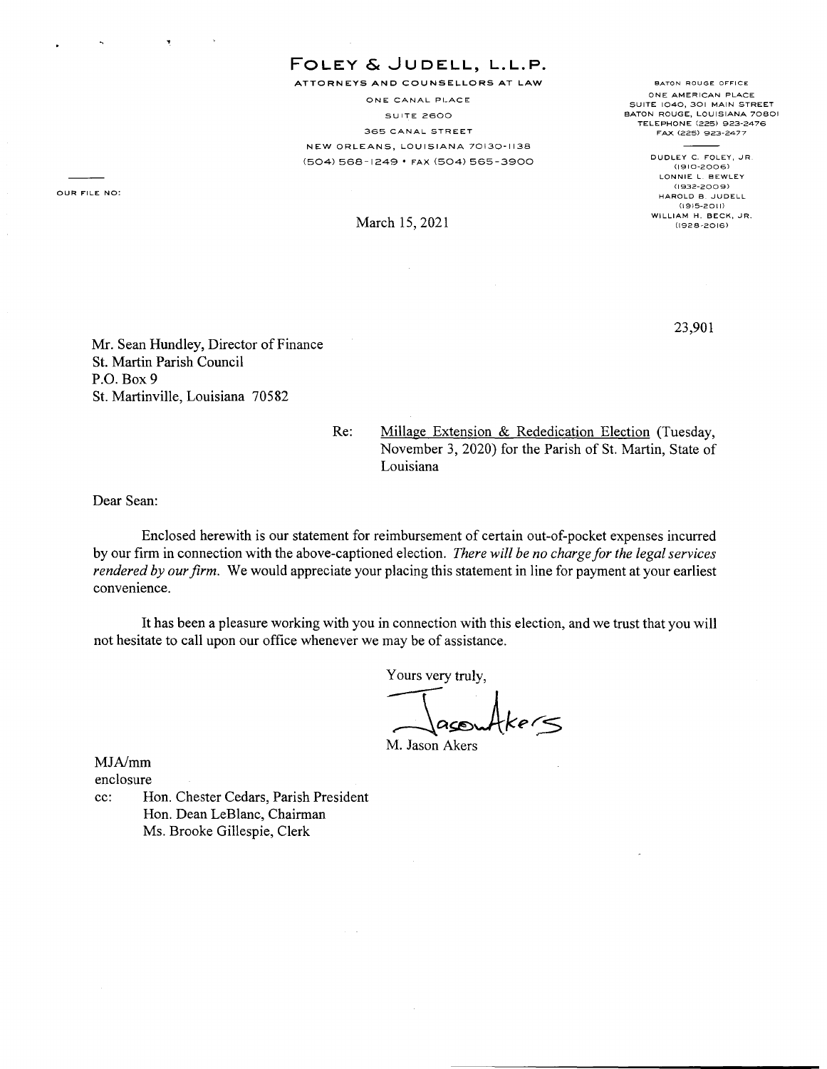# FOLEY & JUDELL, L.L.P.

ATTORNEYS AND COUNSELLORS AT LAW

ONE CANAL PLACE
SUITE 2600
365 CANAL STREET
NEW ORLEANS, LOUISIANA 70130-1138
(504) 568-1249 • FAX (504) 565-3900

BATON ROUGE OFFICE
ONE AMERICAN PLACE
SUITE 1040, 301 MAIN STREET
BATON ROUGE, LOUISIANA 70801
TELEPHONE (225) 923-2476
FAX (225) 923-2477

DUDLEY C. FOLEY, JR.
(1910-2006)
LONNIE L. BEWLEY
(1932-2009)
HAROLD B. JUDELL
(1915-2011)
WILLIAM H. BECK, JR.
(1928-2016)

OUR FILE NO:

March 15, 2021

23,901

Mr. Sean Hundley, Director of Finance
St. Martin Parish Council
P.O. Box 9
St. Martinville, Louisiana 70582

Re: Millage Extension & Rededication Election (Tuesday, November 3, 2020) for the Parish of St. Martin, State of Louisiana

Dear Sean:

Enclosed herewith is our statement for reimbursement of certain out-of-pocket expenses incurred by our firm in connection with the above-captioned election. *There will be no charge for the legal services rendered by our firm.* We would appreciate your placing this statement in line for payment at your earliest convenience.

It has been a pleasure working with you in connection with this election, and we trust that you will not hesitate to call upon our office whenever we may be of assistance.

Yours very truly,

Jason Akers

M. Jason Akers

MJA/mm
enclosure
cc: Hon. Chester Cedars, Parish President
Hon. Dean LeBlanc, Chairman
Ms. Brooke Gillespie, Clerk